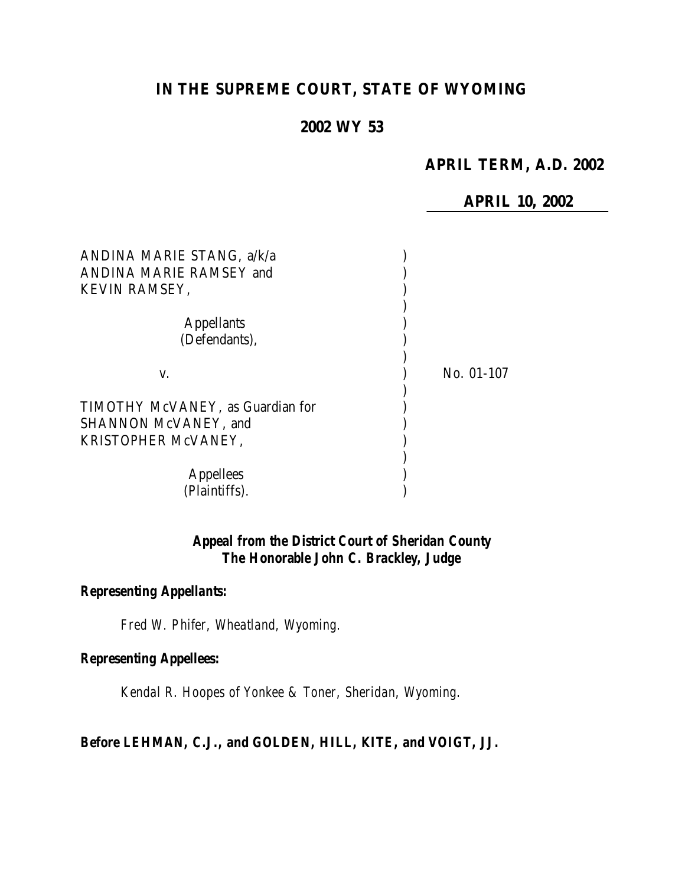# IN THE SUPREME COURT, STATE OF WYOMING

## 2002 WY 53

**APRIL TERM, A.D. 2002**

**APRIL 10, 2002**

ANDINA MARIE STANG, a/k/a
ANDINA MARIE RAMSEY and
KEVIN RAMSEY,

Appellants
(Defendants),

v. No. 01-107

TIMOTHY McVANEY, as Guardian for
SHANNON McVANEY, and
KRISTOPHER McVANEY,

Appellees
(Plaintiffs).

***Appeal from the District Court of Sheridan County***
***The Honorable John C. Brackley, Judge***

***Representing Appellants:***

*Fred W. Phifer, Wheatland, Wyoming.*

***Representing Appellees:***

*Kendal R. Hoopes of Yonkee & Toner, Sheridan, Wyoming.*

**Before LEHMAN, C.J., and GOLDEN, HILL, KITE, and VOIGT, JJ.**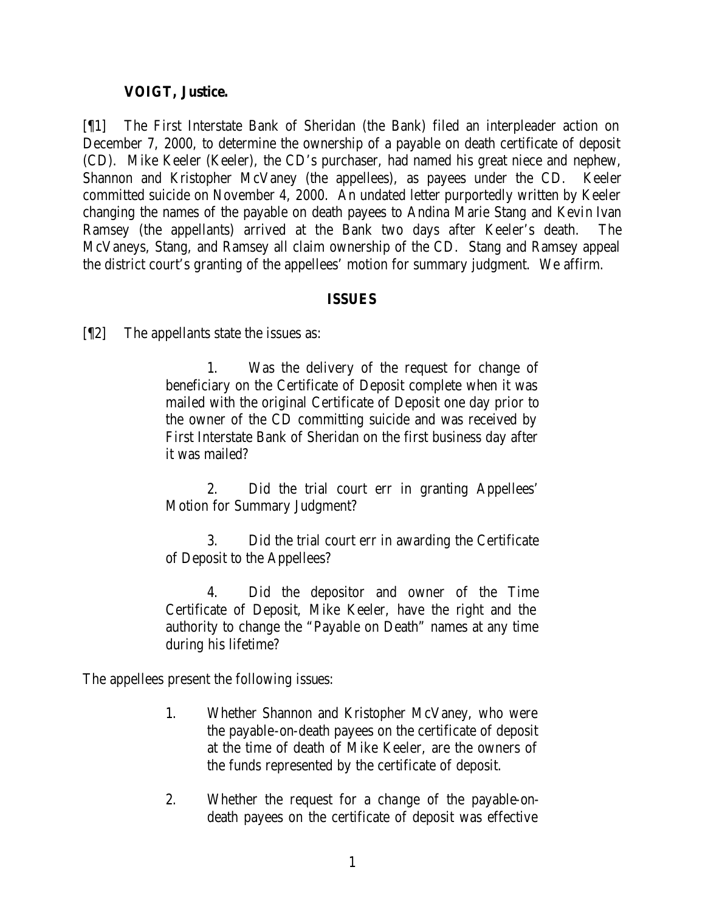**VOIGT, Justice.**

[¶1] The First Interstate Bank of Sheridan (the Bank) filed an interpleader action on December 7, 2000, to determine the ownership of a payable on death certificate of deposit (CD). Mike Keeler (Keeler), the CD's purchaser, had named his great niece and nephew, Shannon and Kristopher McVaney (the appellees), as payees under the CD. Keeler committed suicide on November 4, 2000. An undated letter purportedly written by Keeler changing the names of the payable on death payees to Andina Marie Stang and Kevin Ivan Ramsey (the appellants) arrived at the Bank two days after Keeler's death. The McVaneys, Stang, and Ramsey all claim ownership of the CD. Stang and Ramsey appeal the district court's granting of the appellees' motion for summary judgment. We affirm.

## ISSUES

[¶2] The appellants state the issues as:

> 1. Was the delivery of the request for change of beneficiary on the Certificate of Deposit complete when it was mailed with the original Certificate of Deposit one day prior to the owner of the CD committing suicide and was received by First Interstate Bank of Sheridan on the first business day after it was mailed?
>
> 2. Did the trial court err in granting Appellees' Motion for Summary Judgment?
>
> 3. Did the trial court err in awarding the Certificate of Deposit to the Appellees?
>
> 4. Did the depositor and owner of the Time Certificate of Deposit, Mike Keeler, have the right and the authority to change the "Payable on Death" names at any time during his lifetime?

The appellees present the following issues:

> 1. Whether Shannon and Kristopher McVaney, who were the payable-on-death payees on the certificate of deposit at the time of death of Mike Keeler, are the owners of the funds represented by the certificate of deposit.
>
> 2. Whether the request for a change of the payable-on-death payees on the certificate of deposit was effective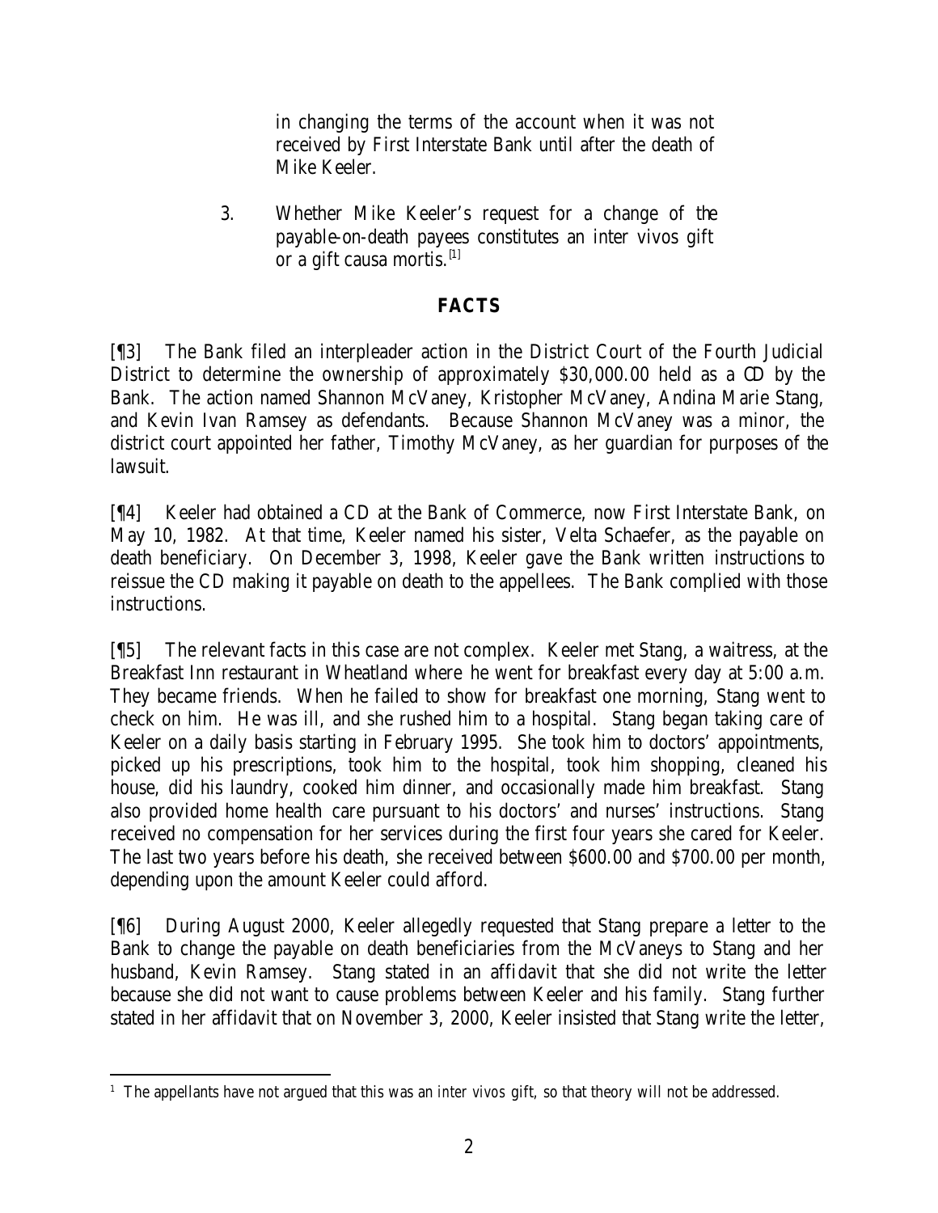in changing the terms of the account when it was not received by First Interstate Bank until after the death of Mike Keeler.

3. Whether Mike Keeler's request for a change of the payable-on-death payees constitutes an inter vivos gift or a gift causa mortis.[1]

## FACTS

[¶3] The Bank filed an interpleader action in the District Court of the Fourth Judicial District to determine the ownership of approximately $30,000.00 held as a CD by the Bank. The action named Shannon McVaney, Kristopher McVaney, Andina Marie Stang, and Kevin Ivan Ramsey as defendants. Because Shannon McVaney was a minor, the district court appointed her father, Timothy McVaney, as her guardian for purposes of the lawsuit.

[¶4] Keeler had obtained a CD at the Bank of Commerce, now First Interstate Bank, on May 10, 1982. At that time, Keeler named his sister, Velta Schaefer, as the payable on death beneficiary. On December 3, 1998, Keeler gave the Bank written instructions to reissue the CD making it payable on death to the appellees. The Bank complied with those instructions.

[¶5] The relevant facts in this case are not complex. Keeler met Stang, a waitress, at the Breakfast Inn restaurant in Wheatland where he went for breakfast every day at 5:00 a.m. They became friends. When he failed to show for breakfast one morning, Stang went to check on him. He was ill, and she rushed him to a hospital. Stang began taking care of Keeler on a daily basis starting in February 1995. She took him to doctors' appointments, picked up his prescriptions, took him to the hospital, took him shopping, cleaned his house, did his laundry, cooked him dinner, and occasionally made him breakfast. Stang also provided home health care pursuant to his doctors' and nurses' instructions. Stang received no compensation for her services during the first four years she cared for Keeler. The last two years before his death, she received between $600.00 and $700.00 per month, depending upon the amount Keeler could afford.

[¶6] During August 2000, Keeler allegedly requested that Stang prepare a letter to the Bank to change the payable on death beneficiaries from the McVaneys to Stang and her husband, Kevin Ramsey. Stang stated in an affidavit that she did not write the letter because she did not want to cause problems between Keeler and his family. Stang further stated in her affidavit that on November 3, 2000, Keeler insisted that Stang write the letter,

[1] The appellants have not argued that this was an *inter vivos* gift, so that theory will not be addressed.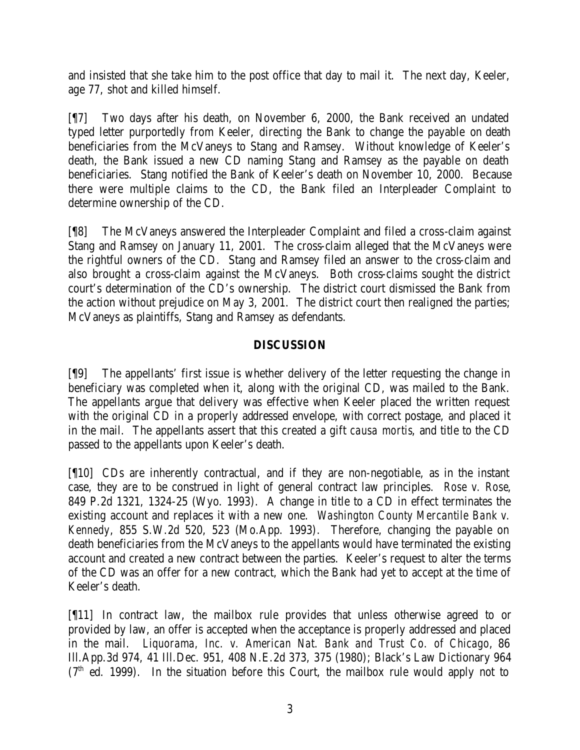and insisted that she take him to the post office that day to mail it. The next day, Keeler, age 77, shot and killed himself.

[¶7] Two days after his death, on November 6, 2000, the Bank received an undated typed letter purportedly from Keeler, directing the Bank to change the payable on death beneficiaries from the McVaneys to Stang and Ramsey. Without knowledge of Keeler's death, the Bank issued a new CD naming Stang and Ramsey as the payable on death beneficiaries. Stang notified the Bank of Keeler's death on November 10, 2000. Because there were multiple claims to the CD, the Bank filed an Interpleader Complaint to determine ownership of the CD.

[¶8] The McVaneys answered the Interpleader Complaint and filed a cross-claim against Stang and Ramsey on January 11, 2001. The cross-claim alleged that the McVaneys were the rightful owners of the CD. Stang and Ramsey filed an answer to the cross-claim and also brought a cross-claim against the McVaneys. Both cross-claims sought the district court's determination of the CD's ownership. The district court dismissed the Bank from the action without prejudice on May 3, 2001. The district court then realigned the parties; McVaneys as plaintiffs, Stang and Ramsey as defendants.

## DISCUSSION

[¶9] The appellants' first issue is whether delivery of the letter requesting the change in beneficiary was completed when it, along with the original CD, was mailed to the Bank. The appellants argue that delivery was effective when Keeler placed the written request with the original CD in a properly addressed envelope, with correct postage, and placed it in the mail. The appellants assert that this created a gift *causa mortis*, and title to the CD passed to the appellants upon Keeler's death.

[¶10] CDs are inherently contractual, and if they are non-negotiable, as in the instant case, they are to be construed in light of general contract law principles. *Rose v. Rose*, 849 P.2d 1321, 1324-25 (Wyo. 1993). A change in title to a CD in effect terminates the existing account and replaces it with a new one. *Washington County Mercantile Bank v. Kennedy*, 855 S.W.2d 520, 523 (Mo.App. 1993). Therefore, changing the payable on death beneficiaries from the McVaneys to the appellants would have terminated the existing account and created a new contract between the parties. Keeler's request to alter the terms of the CD was an offer for a new contract, which the Bank had yet to accept at the time of Keeler's death.

[¶11] In contract law, the mailbox rule provides that unless otherwise agreed to or provided by law, an offer is accepted when the acceptance is properly addressed and placed in the mail. *Liquorama, Inc. v. American Nat. Bank and Trust Co. of Chicago*, 86 Ill.App.3d 974, 41 Ill.Dec. 951, 408 N.E.2d 373, 375 (1980); Black's Law Dictionary 964 (7th ed. 1999). In the situation before this Court, the mailbox rule would apply not to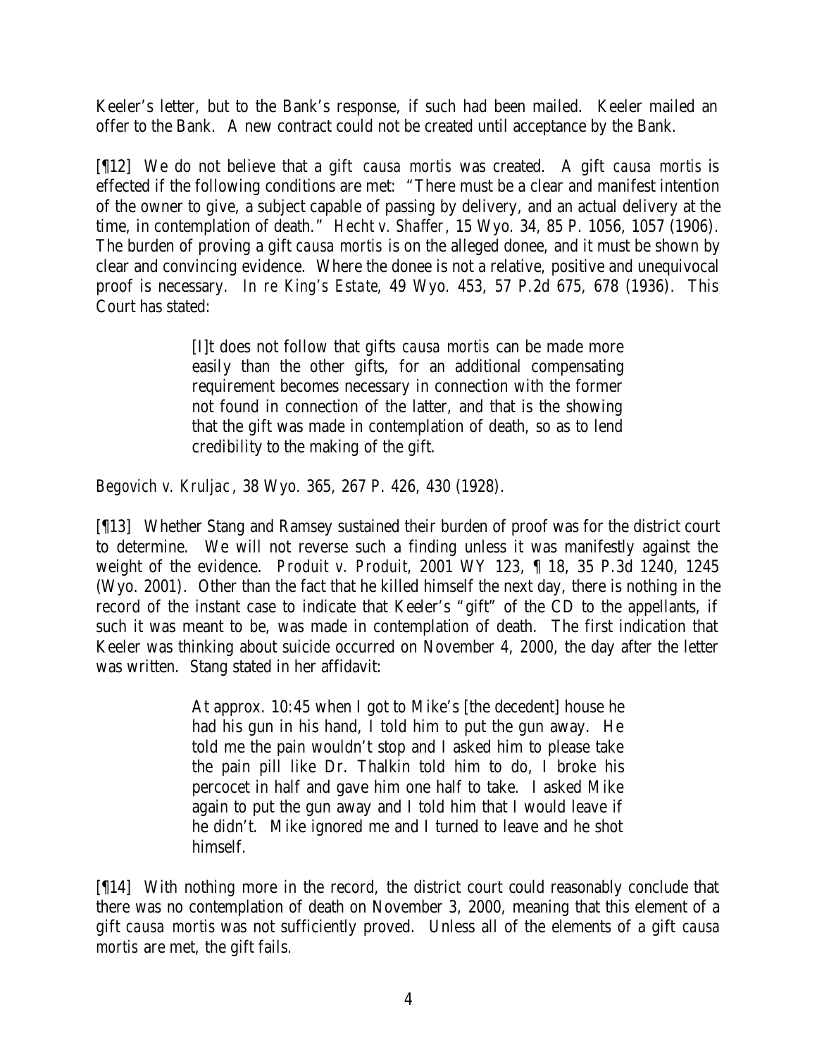Keeler's letter, but to the Bank's response, if such had been mailed. Keeler mailed an offer to the Bank. A new contract could not be created until acceptance by the Bank.

[¶12] We do not believe that a gift *causa mortis* was created. A gift *causa mortis* is effected if the following conditions are met: "There must be a clear and manifest intention of the owner to give, a subject capable of passing by delivery, and an actual delivery at the time, in contemplation of death." *Hecht v. Shaffer*, 15 Wyo. 34, 85 P. 1056, 1057 (1906). The burden of proving a gift *causa mortis* is on the alleged donee, and it must be shown by clear and convincing evidence. Where the donee is not a relative, positive and unequivocal proof is necessary. *In re King's Estate*, 49 Wyo. 453, 57 P.2d 675, 678 (1936). This Court has stated:

> [I]t does not follow that gifts *causa mortis* can be made more easily than the other gifts, for an additional compensating requirement becomes necessary in connection with the former not found in connection of the latter, and that is the showing that the gift was made in contemplation of death, so as to lend credibility to the making of the gift.

*Begovich v. Kruljac*, 38 Wyo. 365, 267 P. 426, 430 (1928).

[¶13] Whether Stang and Ramsey sustained their burden of proof was for the district court to determine. We will not reverse such a finding unless it was manifestly against the weight of the evidence. *Produit v. Produit*, 2001 WY 123, ¶ 18, 35 P.3d 1240, 1245 (Wyo. 2001). Other than the fact that he killed himself the next day, there is nothing in the record of the instant case to indicate that Keeler's "gift" of the CD to the appellants, if such it was meant to be, was made in contemplation of death. The first indication that Keeler was thinking about suicide occurred on November 4, 2000, the day after the letter was written. Stang stated in her affidavit:

> At approx. 10:45 when I got to Mike's [the decedent] house he had his gun in his hand, I told him to put the gun away. He told me the pain wouldn't stop and I asked him to please take the pain pill like Dr. Thalkin told him to do, I broke his percocet in half and gave him one half to take. I asked Mike again to put the gun away and I told him that I would leave if he didn't. Mike ignored me and I turned to leave and he shot himself.

[¶14] With nothing more in the record, the district court could reasonably conclude that there was no contemplation of death on November 3, 2000, meaning that this element of a gift *causa mortis* was not sufficiently proved. Unless all of the elements of a gift *causa mortis* are met, the gift fails.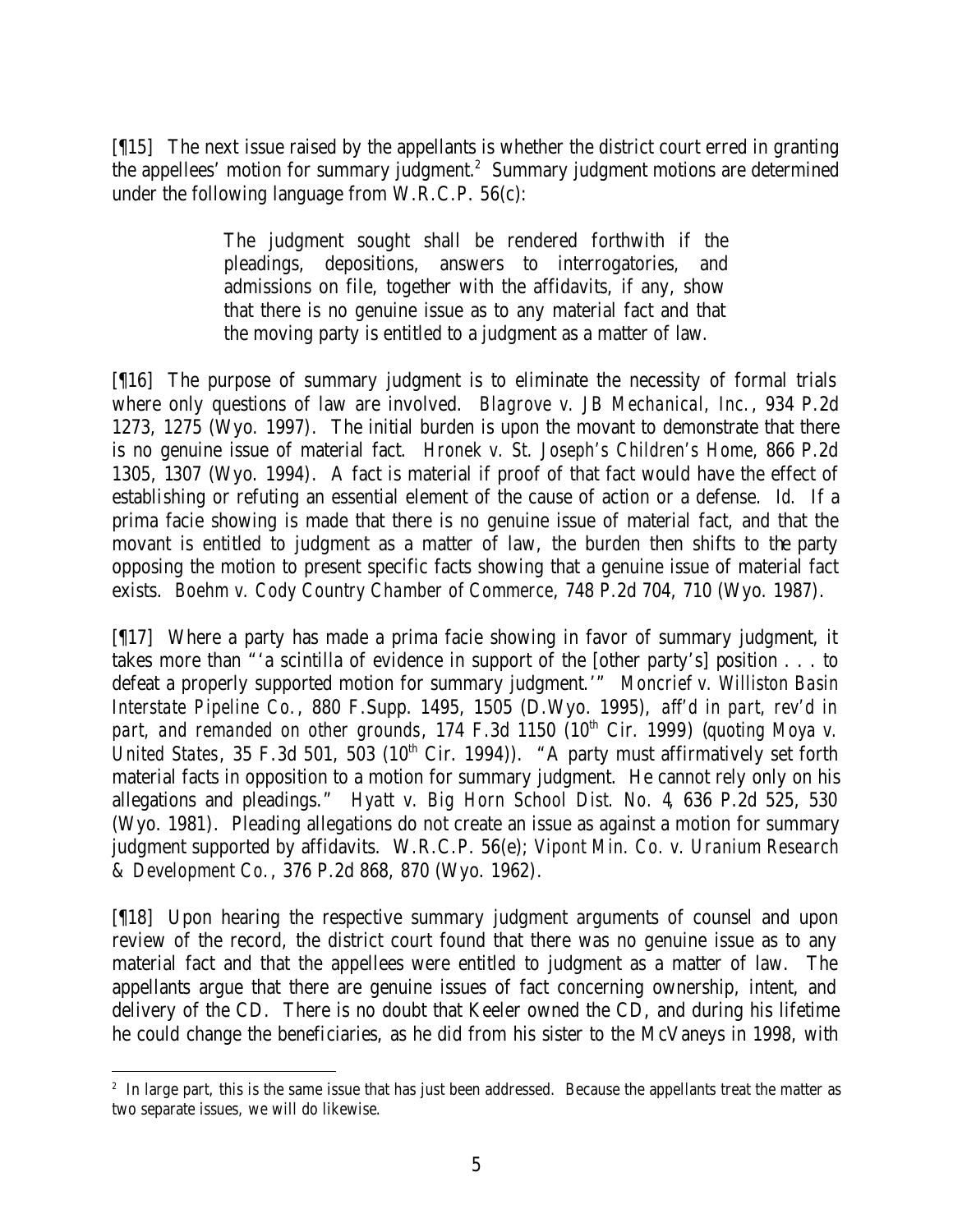[¶15] The next issue raised by the appellants is whether the district court erred in granting the appellees' motion for summary judgment.[2] Summary judgment motions are determined under the following language from W.R.C.P. 56(c):

> The judgment sought shall be rendered forthwith if the pleadings, depositions, answers to interrogatories, and admissions on file, together with the affidavits, if any, show that there is no genuine issue as to any material fact and that the moving party is entitled to a judgment as a matter of law.

[¶16] The purpose of summary judgment is to eliminate the necessity of formal trials where only questions of law are involved. *Blagrove v. JB Mechanical, Inc.*, 934 P.2d 1273, 1275 (Wyo. 1997). The initial burden is upon the movant to demonstrate that there is no genuine issue of material fact. *Hronek v. St. Joseph's Children's Home*, 866 P.2d 1305, 1307 (Wyo. 1994). A fact is material if proof of that fact would have the effect of establishing or refuting an essential element of the cause of action or a defense. *Id.* If a prima facie showing is made that there is no genuine issue of material fact, and that the movant is entitled to judgment as a matter of law, the burden then shifts to the party opposing the motion to present specific facts showing that a genuine issue of material fact exists. *Boehm v. Cody Country Chamber of Commerce*, 748 P.2d 704, 710 (Wyo. 1987).

[¶17] Where a party has made a prima facie showing in favor of summary judgment, it takes more than "'a scintilla of evidence in support of the [other party's] position . . . to defeat a properly supported motion for summary judgment.'" *Moncrief v. Williston Basin Interstate Pipeline Co.*, 880 F.Supp. 1495, 1505 (D.Wyo. 1995), *aff'd in part, rev'd in part, and remanded on other grounds*, 174 F.3d 1150 (10th Cir. 1999) (*quoting Moya v. United States*, 35 F.3d 501, 503 (10th Cir. 1994)). "A party must affirmatively set forth material facts in opposition to a motion for summary judgment. He cannot rely only on his allegations and pleadings." *Hyatt v. Big Horn School Dist. No. 4*, 636 P.2d 525, 530 (Wyo. 1981). Pleading allegations do not create an issue as against a motion for summary judgment supported by affidavits. W.R.C.P. 56(e); *Vipont Min. Co. v. Uranium Research & Development Co.*, 376 P.2d 868, 870 (Wyo. 1962).

[¶18] Upon hearing the respective summary judgment arguments of counsel and upon review of the record, the district court found that there was no genuine issue as to any material fact and that the appellees were entitled to judgment as a matter of law. The appellants argue that there are genuine issues of fact concerning ownership, intent, and delivery of the CD. There is no doubt that Keeler owned the CD, and during his lifetime he could change the beneficiaries, as he did from his sister to the McVaneys in 1998, with

---

[2] In large part, this is the same issue that has just been addressed. Because the appellants treat the matter as two separate issues, we will do likewise.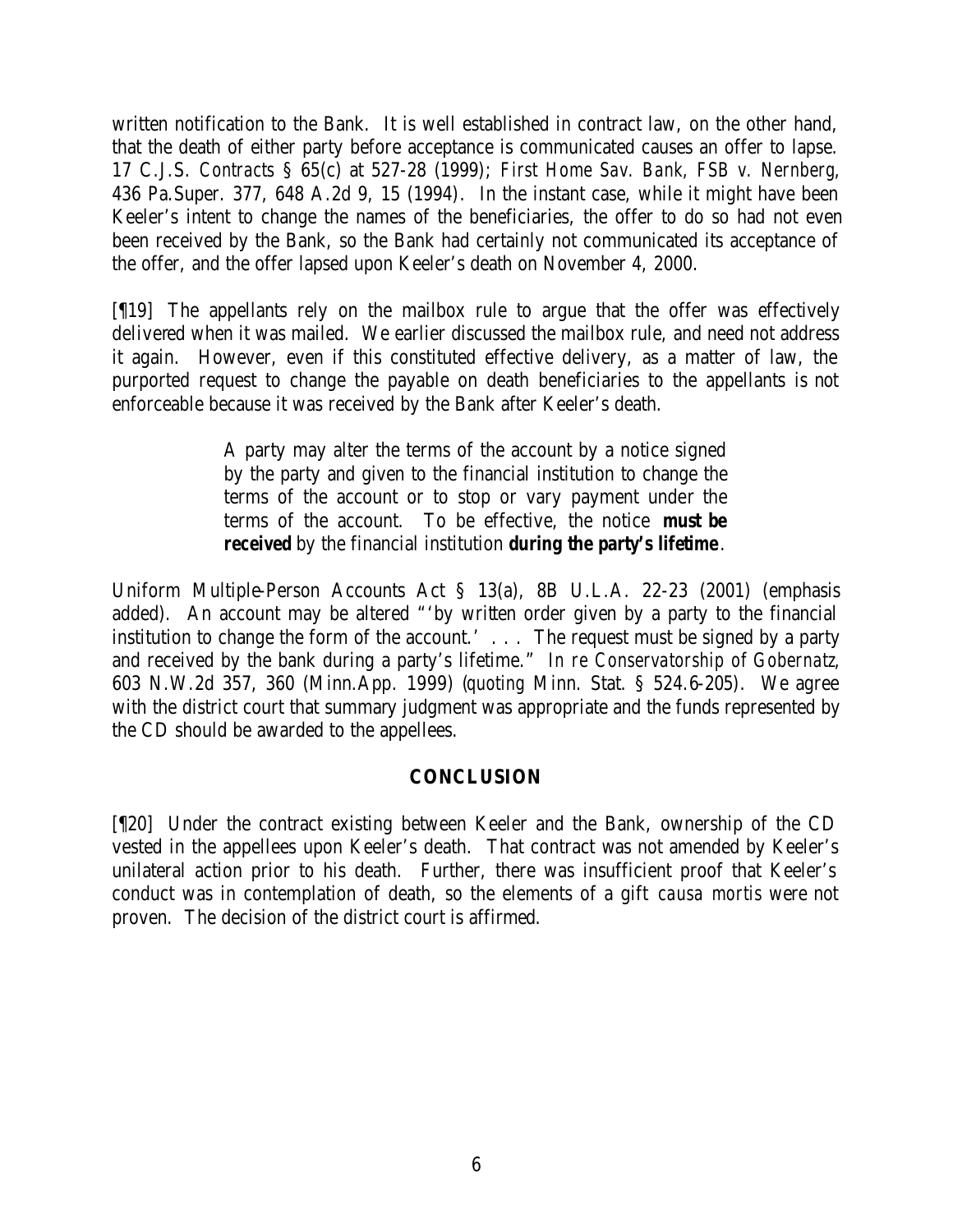written notification to the Bank. It is well established in contract law, on the other hand, that the death of either party before acceptance is communicated causes an offer to lapse. 17 C.J.S. *Contracts* § 65(c) at 527-28 (1999); *First Home Sav. Bank, FSB v. Nernberg*, 436 Pa.Super. 377, 648 A.2d 9, 15 (1994). In the instant case, while it might have been Keeler's intent to change the names of the beneficiaries, the offer to do so had not even been received by the Bank, so the Bank had certainly not communicated its acceptance of the offer, and the offer lapsed upon Keeler's death on November 4, 2000.

[¶19] The appellants rely on the mailbox rule to argue that the offer was effectively delivered when it was mailed. We earlier discussed the mailbox rule, and need not address it again. However, even if this constituted effective delivery, as a matter of law, the purported request to change the payable on death beneficiaries to the appellants is not enforceable because it was received by the Bank after Keeler's death.

> A party may alter the terms of the account by a notice signed by the party and given to the financial institution to change the terms of the account or to stop or vary payment under the terms of the account. To be effective, the notice **must be received** by the financial institution **during the party's lifetime**.

Uniform Multiple-Person Accounts Act § 13(a), 8B U.L.A. 22-23 (2001) (emphasis added). An account may be altered "'by written order given by a party to the financial institution to change the form of the account.' . . . The request must be signed by a party and received by the bank during a party's lifetime." *In re Conservatorship of Gobernatz*, 603 N.W.2d 357, 360 (Minn.App. 1999) (*quoting* Minn. Stat. § 524.6-205). We agree with the district court that summary judgment was appropriate and the funds represented by the CD should be awarded to the appellees.

## CONCLUSION

[¶20] Under the contract existing between Keeler and the Bank, ownership of the CD vested in the appellees upon Keeler's death. That contract was not amended by Keeler's unilateral action prior to his death. Further, there was insufficient proof that Keeler's conduct was in contemplation of death, so the elements of a gift *causa mortis* were not proven. The decision of the district court is affirmed.